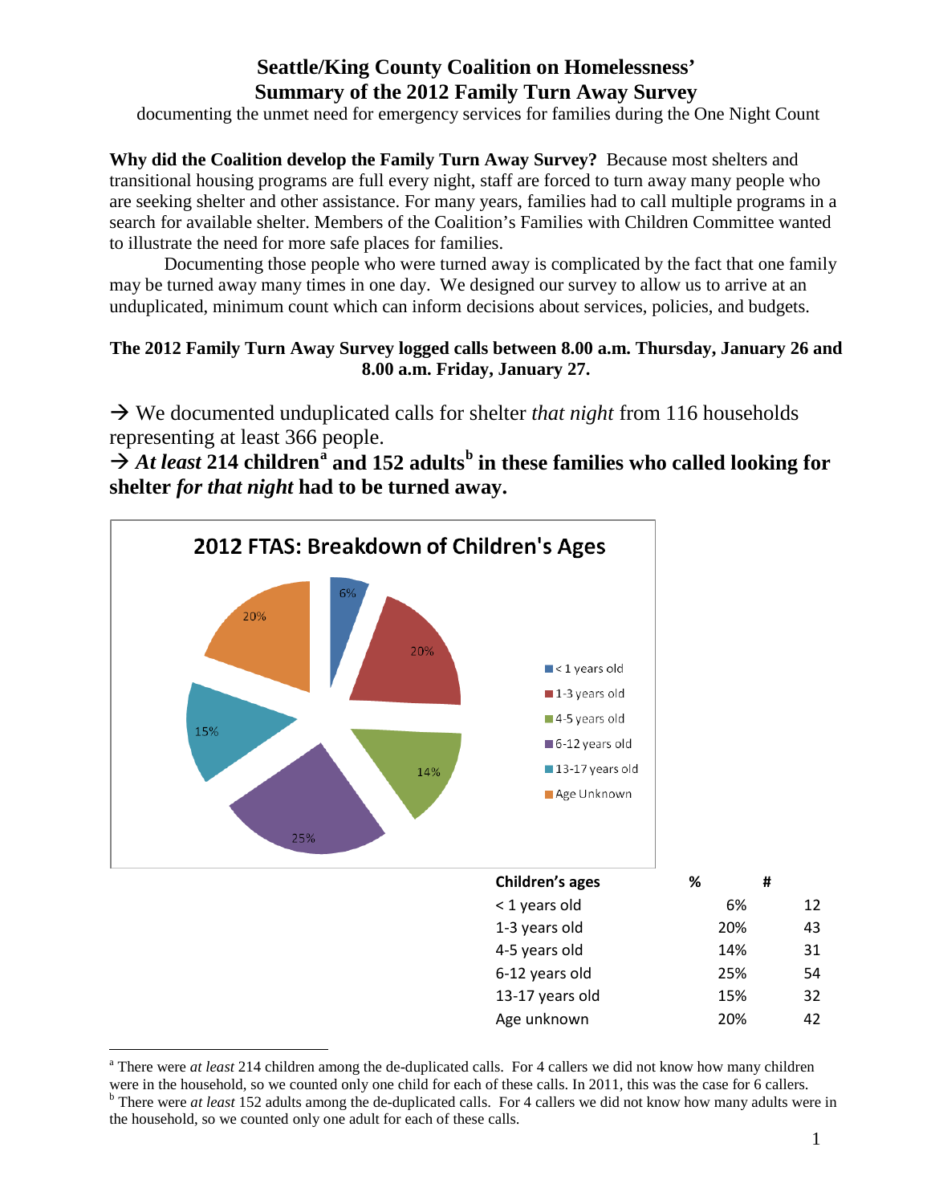# Seattle/King County Coalition on Homelessness' Summary of the 2012 Family Turn Away Survey

documenting the unmet need for emergency services for families during the One Night Count

**Why did the Coalition develop the Family Turn Away Survey?** Because most shelters and transitional housing programs are full every night, staff are forced to turn away many people who are seeking shelter and other assistance. For many years, families had to call multiple programs in a search for available shelter. Members of the Coalition's Families with Children Committee wanted to illustrate the need for more safe places for families.

Documenting those people who were turned away is complicated by the fact that one family may be turned away many times in one day. We designed our survey to allow us to arrive at an unduplicated, minimum count which can inform decisions about services, policies, and budgets.

**The 2012 Family Turn Away Survey logged calls between 8.00 a.m. Thursday, January 26 and 8.00 a.m. Friday, January 27.**

→ We documented unduplicated calls for shelter *that night* from 116 households representing at least 366 people.

→ ***At least* 214 children[a] and 152 adults[b] in these families who called looking for shelter *for that night* had to be turned away.**

**2012 FTAS: Breakdown of Children's Ages**

| Children's ages | % | # |
|---|---|---|
| < 1 years old | 6% | 12 |
| 1-3 years old | 20% | 43 |
| 4-5 years old | 14% | 31 |
| 6-12 years old | 25% | 54 |
| 13-17 years old | 15% | 32 |
| Age unknown | 20% | 42 |

---

[a] There were *at least* 214 children among the de-duplicated calls. For 4 callers we did not know how many children were in the household, so we counted only one child for each of these calls. In 2011, this was the case for 6 callers.

[b] There were *at least* 152 adults among the de-duplicated calls. For 4 callers we did not know how many adults were in the household, so we counted only one adult for each of these calls.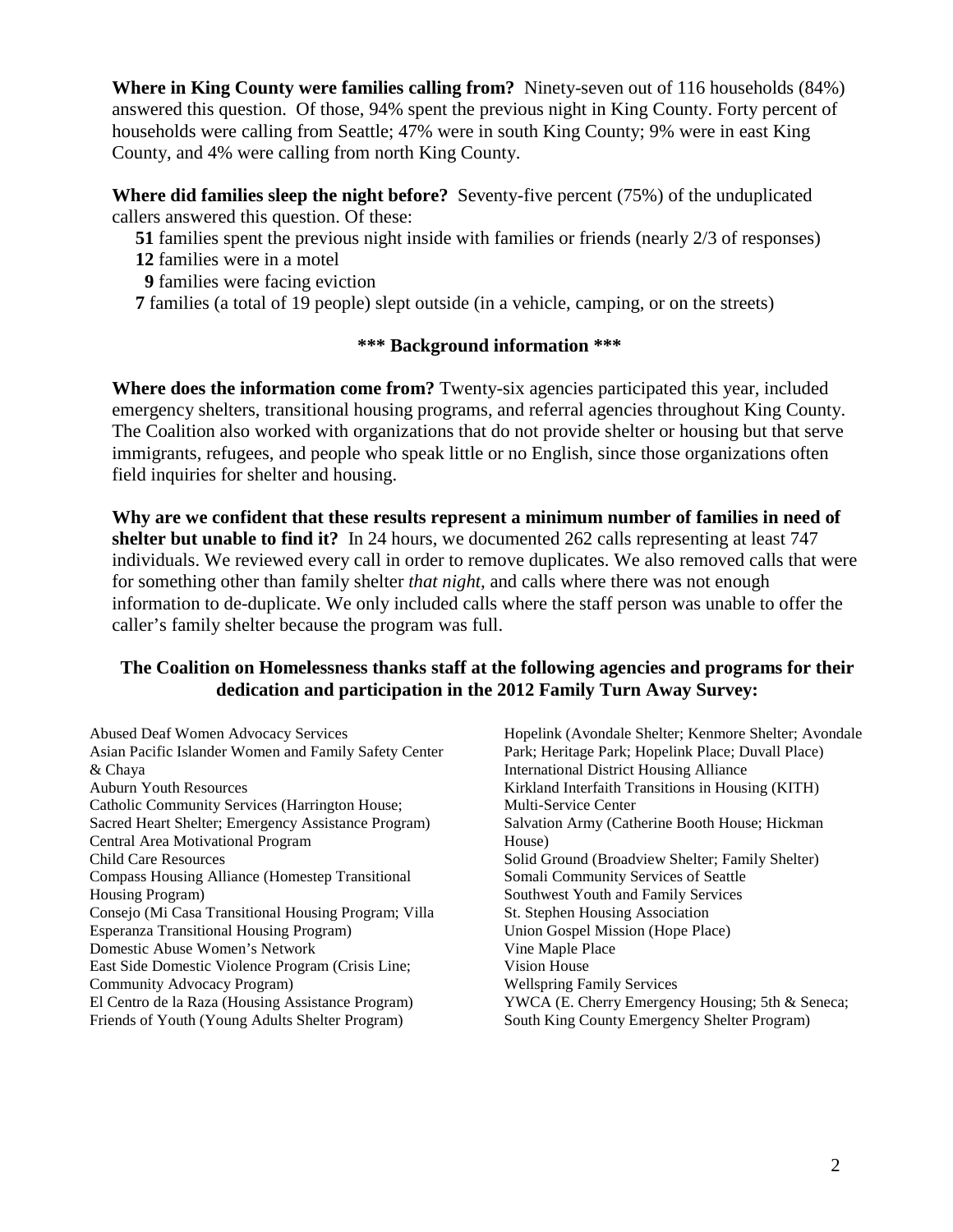**Where in King County were families calling from?** Ninety-seven out of 116 households (84%) answered this question. Of those, 94% spent the previous night in King County. Forty percent of households were calling from Seattle; 47% were in south King County; 9% were in east King County, and 4% were calling from north King County.

**Where did families sleep the night before?** Seventy-five percent (75%) of the unduplicated callers answered this question. Of these:

- **51** families spent the previous night inside with families or friends (nearly 2/3 of responses)
- **12** families were in a motel
- **9** families were facing eviction
- **7** families (a total of 19 people) slept outside (in a vehicle, camping, or on the streets)

### \*\*\* Background information \*\*\*

**Where does the information come from?** Twenty-six agencies participated this year, included emergency shelters, transitional housing programs, and referral agencies throughout King County. The Coalition also worked with organizations that do not provide shelter or housing but that serve immigrants, refugees, and people who speak little or no English, since those organizations often field inquiries for shelter and housing.

**Why are we confident that these results represent a minimum number of families in need of shelter but unable to find it?** In 24 hours, we documented 262 calls representing at least 747 individuals. We reviewed every call in order to remove duplicates. We also removed calls that were for something other than family shelter *that night*, and calls where there was not enough information to de-duplicate. We only included calls where the staff person was unable to offer the caller's family shelter because the program was full.

### The Coalition on Homelessness thanks staff at the following agencies and programs for their dedication and participation in the 2012 Family Turn Away Survey:

Abused Deaf Women Advocacy Services
Asian Pacific Islander Women and Family Safety Center & Chaya
Auburn Youth Resources
Catholic Community Services (Harrington House; Sacred Heart Shelter; Emergency Assistance Program)
Central Area Motivational Program
Child Care Resources
Compass Housing Alliance (Homestep Transitional Housing Program)
Consejo (Mi Casa Transitional Housing Program; Villa Esperanza Transitional Housing Program)
Domestic Abuse Women's Network
East Side Domestic Violence Program (Crisis Line; Community Advocacy Program)
El Centro de la Raza (Housing Assistance Program)
Friends of Youth (Young Adults Shelter Program)
Hopelink (Avondale Shelter; Kenmore Shelter; Avondale Park; Heritage Park; Hopelink Place; Duvall Place)
International District Housing Alliance
Kirkland Interfaith Transitions in Housing (KITH)
Multi-Service Center
Salvation Army (Catherine Booth House; Hickman House)
Solid Ground (Broadview Shelter; Family Shelter)
Somali Community Services of Seattle
Southwest Youth and Family Services
St. Stephen Housing Association
Union Gospel Mission (Hope Place)
Vine Maple Place
Vision House
Wellspring Family Services
YWCA (E. Cherry Emergency Housing; 5th & Seneca; South King County Emergency Shelter Program)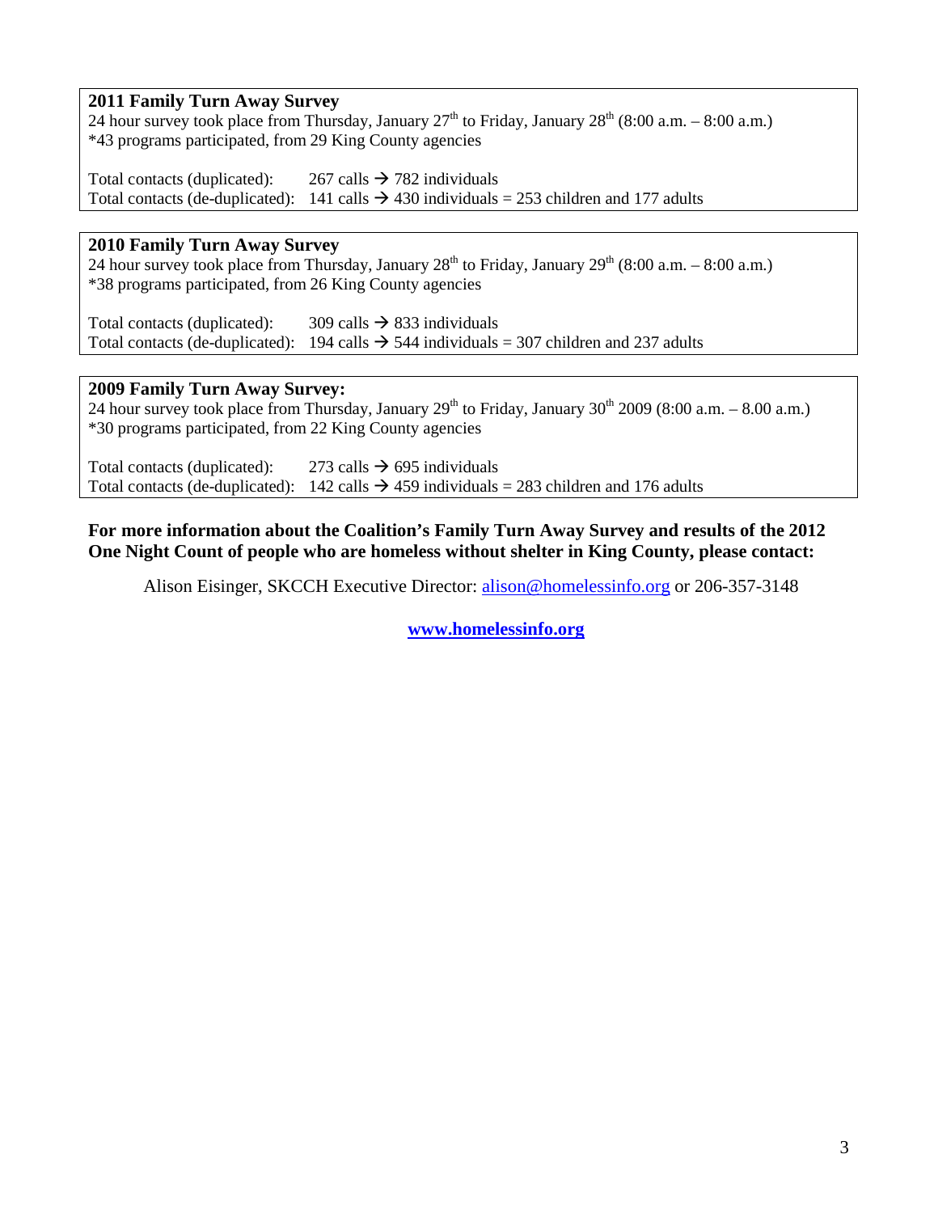**2011 Family Turn Away Survey**

24 hour survey took place from Thursday, January 27th to Friday, January 28th (8:00 a.m. – 8:00 a.m.)

*43 programs participated, from 29 King County agencies

Total contacts (duplicated): 267 calls → 782 individuals

Total contacts (de-duplicated): 141 calls → 430 individuals = 253 children and 177 adults

**2010 Family Turn Away Survey**

24 hour survey took place from Thursday, January 28th to Friday, January 29th (8:00 a.m. – 8:00 a.m.)

*38 programs participated, from 26 King County agencies

Total contacts (duplicated): 309 calls → 833 individuals

Total contacts (de-duplicated): 194 calls → 544 individuals = 307 children and 237 adults

**2009 Family Turn Away Survey:**

24 hour survey took place from Thursday, January 29th to Friday, January 30th 2009 (8:00 a.m. – 8.00 a.m.)

*30 programs participated, from 22 King County agencies

Total contacts (duplicated): 273 calls → 695 individuals

Total contacts (de-duplicated): 142 calls → 459 individuals = 283 children and 176 adults

**For more information about the Coalition's Family Turn Away Survey and results of the 2012 One Night Count of people who are homeless without shelter in King County, please contact:**

Alison Eisinger, SKCCH Executive Director: alison@homelessinfo.org or 206-357-3148

**www.homelessinfo.org**